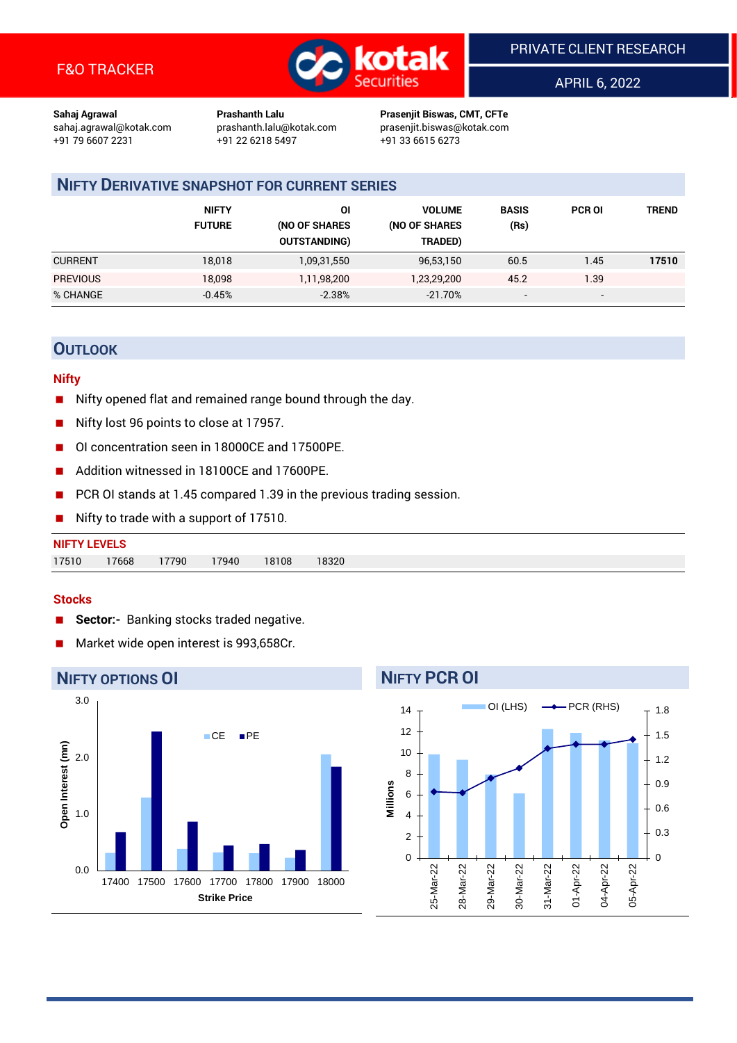F&O TRACKER

PRIVATE CLIENT RESEARCH

APRIL 6, 2022

**Sahaj Agrawal**
sahaj.agrawal@kotak.com
+91 79 6607 2231

**Prashanth Lalu**
prashanth.lalu@kotak.com
+91 22 6218 5497

**Prasenjit Biswas, CMT, CFTe**
prasenjit.biswas@kotak.com
+91 33 6615 6273

## NIFTY DERIVATIVE SNAPSHOT FOR CURRENT SERIES

| | NIFTY FUTURE | OI (NO OF SHARES OUTSTANDING) | VOLUME (NO OF SHARES TRADED) | BASIS (Rs) | PCR OI | TREND |
|---|---|---|---|---|---|---|
| CURRENT | 18,018 | 1,09,31,550 | 96,53,150 | 60.5 | 1.45 | **17510** |
| PREVIOUS | 18,098 | 1,11,98,200 | 1,23,29,200 | 45.2 | 1.39 | |
| % CHANGE | -0.45% | -2.38% | -21.70% | - | - | |

## OUTLOOK

### Nifty

- Nifty opened flat and remained range bound through the day.
- Nifty lost 96 points to close at 17957.
- OI concentration seen in 18000CE and 17500PE.
- Addition witnessed in 18100CE and 17600PE.
- PCR OI stands at 1.45 compared 1.39 in the previous trading session.
- Nifty to trade with a support of 17510.

**NIFTY LEVELS**

| 17510 | 17668 | 17790 | 17940 | 18108 | 18320 |
|---|---|---|---|---|---|

### Stocks

- **Sector:-** Banking stocks traded negative.
- Market wide open interest is 993,658Cr.

## NIFTY OPTIONS OI

## NIFTY PCR OI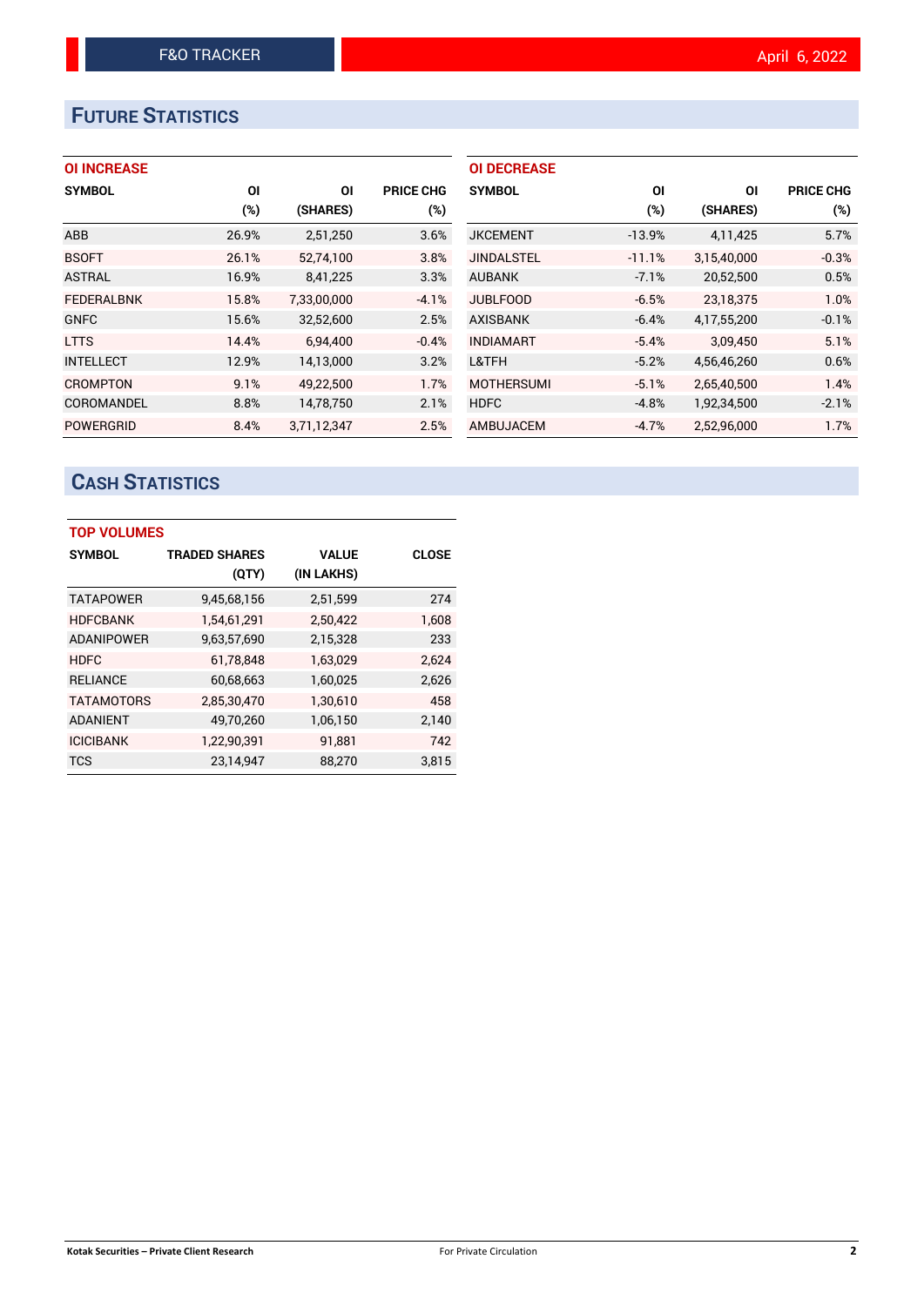# FUTURE STATISTICS

### OI INCREASE

| SYMBOL | OI (%) | OI (SHARES) | PRICE CHG (%) |
|---|---|---|---|
| ABB | 26.9% | 2,51,250 | 3.6% |
| BSOFT | 26.1% | 52,74,100 | 3.8% |
| ASTRAL | 16.9% | 8,41,225 | 3.3% |
| FEDERALBNK | 15.8% | 7,33,00,000 | -4.1% |
| GNFC | 15.6% | 32,52,600 | 2.5% |
| LTTS | 14.4% | 6,94,400 | -0.4% |
| INTELLECT | 12.9% | 14,13,000 | 3.2% |
| CROMPTON | 9.1% | 49,22,500 | 1.7% |
| COROMANDEL | 8.8% | 14,78,750 | 2.1% |
| POWERGRID | 8.4% | 3,71,12,347 | 2.5% |

### OI DECREASE

| SYMBOL | OI (%) | OI (SHARES) | PRICE CHG (%) |
|---|---|---|---|
| JKCEMENT | -13.9% | 4,11,425 | 5.7% |
| JINDALSTEL | -11.1% | 3,15,40,000 | -0.3% |
| AUBANK | -7.1% | 20,52,500 | 0.5% |
| JUBLFOOD | -6.5% | 23,18,375 | 1.0% |
| AXISBANK | -6.4% | 4,17,55,200 | -0.1% |
| INDIAMART | -5.4% | 3,09,450 | 5.1% |
| L&TFH | -5.2% | 4,56,46,260 | 0.6% |
| MOTHERSUMI | -5.1% | 2,65,40,500 | 1.4% |
| HDFC | -4.8% | 1,92,34,500 | -2.1% |
| AMBUJACEM | -4.7% | 2,52,96,000 | 1.7% |

# CASH STATISTICS

### TOP VOLUMES

| SYMBOL | TRADED SHARES (QTY) | VALUE (IN LAKHS) | CLOSE |
|---|---|---|---|
| TATAPOWER | 9,45,68,156 | 2,51,599 | 274 |
| HDFCBANK | 1,54,61,291 | 2,50,422 | 1,608 |
| ADANIPOWER | 9,63,57,690 | 2,15,328 | 233 |
| HDFC | 61,78,848 | 1,63,029 | 2,624 |
| RELIANCE | 60,68,663 | 1,60,025 | 2,626 |
| TATAMOTORS | 2,85,30,470 | 1,30,610 | 458 |
| ADANIENT | 49,70,260 | 1,06,150 | 2,140 |
| ICICIBANK | 1,22,90,391 | 91,881 | 742 |
| TCS | 23,14,947 | 88,270 | 3,815 |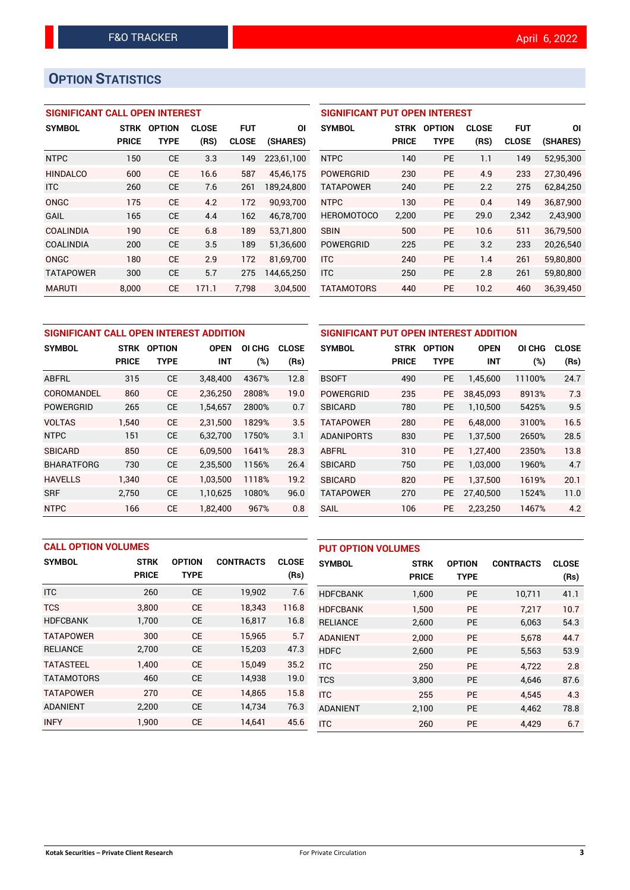## OPTION STATISTICS

### SIGNIFICANT CALL OPEN INTEREST

| SYMBOL | STRK PRICE | OPTION TYPE | CLOSE (RS) | FUT CLOSE | OI (SHARES) |
|---|---|---|---|---|---|
| NTPC | 150 | CE | 3.3 | 149 | 223,61,100 |
| HINDALCO | 600 | CE | 16.6 | 587 | 45,46,175 |
| ITC | 260 | CE | 7.6 | 261 | 189,24,800 |
| ONGC | 175 | CE | 4.2 | 172 | 90,93,700 |
| GAIL | 165 | CE | 4.4 | 162 | 46,78,700 |
| COALINDIA | 190 | CE | 6.8 | 189 | 53,71,800 |
| COALINDIA | 200 | CE | 3.5 | 189 | 51,36,600 |
| ONGC | 180 | CE | 2.9 | 172 | 81,69,700 |
| TATAPOWER | 300 | CE | 5.7 | 275 | 144,65,250 |
| MARUTI | 8,000 | CE | 171.1 | 7,798 | 3,04,500 |

### SIGNIFICANT PUT OPEN INTEREST

| SYMBOL | STRK PRICE | OPTION TYPE | CLOSE (RS) | FUT CLOSE | OI (SHARES) |
|---|---|---|---|---|---|
| NTPC | 140 | PE | 1.1 | 149 | 52,95,300 |
| POWERGRID | 230 | PE | 4.9 | 233 | 27,30,496 |
| TATAPOWER | 240 | PE | 2.2 | 275 | 62,84,250 |
| NTPC | 130 | PE | 0.4 | 149 | 36,87,900 |
| HEROMOTOCO | 2,200 | PE | 29.0 | 2,342 | 2,43,900 |
| SBIN | 500 | PE | 10.6 | 511 | 36,79,500 |
| POWERGRID | 225 | PE | 3.2 | 233 | 20,26,540 |
| ITC | 240 | PE | 1.4 | 261 | 59,80,800 |
| ITC | 250 | PE | 2.8 | 261 | 59,80,800 |
| TATAMOTORS | 440 | PE | 10.2 | 460 | 36,39,450 |

### SIGNIFICANT CALL OPEN INTEREST ADDITION

| SYMBOL | STRK PRICE | OPTION TYPE | OPEN INT | OI CHG (%) | CLOSE (Rs) |
|---|---|---|---|---|---|
| ABFRL | 315 | CE | 3,48,400 | 4367% | 12.8 |
| COROMANDEL | 860 | CE | 2,36,250 | 2808% | 19.0 |
| POWERGRID | 265 | CE | 1,54,657 | 2800% | 0.7 |
| VOLTAS | 1,540 | CE | 2,31,500 | 1829% | 3.5 |
| NTPC | 151 | CE | 6,32,700 | 1750% | 3.1 |
| SBICARD | 850 | CE | 6,09,500 | 1641% | 28.3 |
| BHARATFORG | 730 | CE | 2,35,500 | 1156% | 26.4 |
| HAVELLS | 1,340 | CE | 1,03,500 | 1118% | 19.2 |
| SRF | 2,750 | CE | 1,10,625 | 1080% | 96.0 |
| NTPC | 166 | CE | 1,82,400 | 967% | 0.8 |

### SIGNIFICANT PUT OPEN INTEREST ADDITION

| SYMBOL | STRK PRICE | OPTION TYPE | OPEN INT | OI CHG (%) | CLOSE (Rs) |
|---|---|---|---|---|---|
| BSOFT | 490 | PE | 1,45,600 | 11100% | 24.7 |
| POWERGRID | 235 | PE | 38,45,093 | 8913% | 7.3 |
| SBICARD | 780 | PE | 1,10,500 | 5425% | 9.5 |
| TATAPOWER | 280 | PE | 6,48,000 | 3100% | 16.5 |
| ADANIPORTS | 830 | PE | 1,37,500 | 2650% | 28.5 |
| ABFRL | 310 | PE | 1,27,400 | 2350% | 13.8 |
| SBICARD | 750 | PE | 1,03,000 | 1960% | 4.7 |
| SBICARD | 820 | PE | 1,37,500 | 1619% | 20.1 |
| TATAPOWER | 270 | PE | 27,40,500 | 1524% | 11.0 |
| SAIL | 106 | PE | 2,23,250 | 1467% | 4.2 |

### CALL OPTION VOLUMES

| SYMBOL | STRK PRICE | OPTION TYPE | CONTRACTS | CLOSE (Rs) |
|---|---|---|---|---|
| ITC | 260 | CE | 19,902 | 7.6 |
| TCS | 3,800 | CE | 18,343 | 116.8 |
| HDFCBANK | 1,700 | CE | 16,817 | 16.8 |
| TATAPOWER | 300 | CE | 15,965 | 5.7 |
| RELIANCE | 2,700 | CE | 15,203 | 47.3 |
| TATASTEEL | 1,400 | CE | 15,049 | 35.2 |
| TATAMOTORS | 460 | CE | 14,938 | 19.0 |
| TATAPOWER | 270 | CE | 14,865 | 15.8 |
| ADANIENT | 2,200 | CE | 14,734 | 76.3 |
| INFY | 1,900 | CE | 14,641 | 45.6 |

### PUT OPTION VOLUMES

| SYMBOL | STRK PRICE | OPTION TYPE | CONTRACTS | CLOSE (Rs) |
|---|---|---|---|---|
| HDFCBANK | 1,600 | PE | 10,711 | 41.1 |
| HDFCBANK | 1,500 | PE | 7,217 | 10.7 |
| RELIANCE | 2,600 | PE | 6,063 | 54.3 |
| ADANIENT | 2,000 | PE | 5,678 | 44.7 |
| HDFC | 2,600 | PE | 5,563 | 53.9 |
| ITC | 250 | PE | 4,722 | 2.8 |
| TCS | 3,800 | PE | 4,646 | 87.6 |
| ITC | 255 | PE | 4,545 | 4.3 |
| ADANIENT | 2,100 | PE | 4,462 | 78.8 |
| ITC | 260 | PE | 4,429 | 6.7 |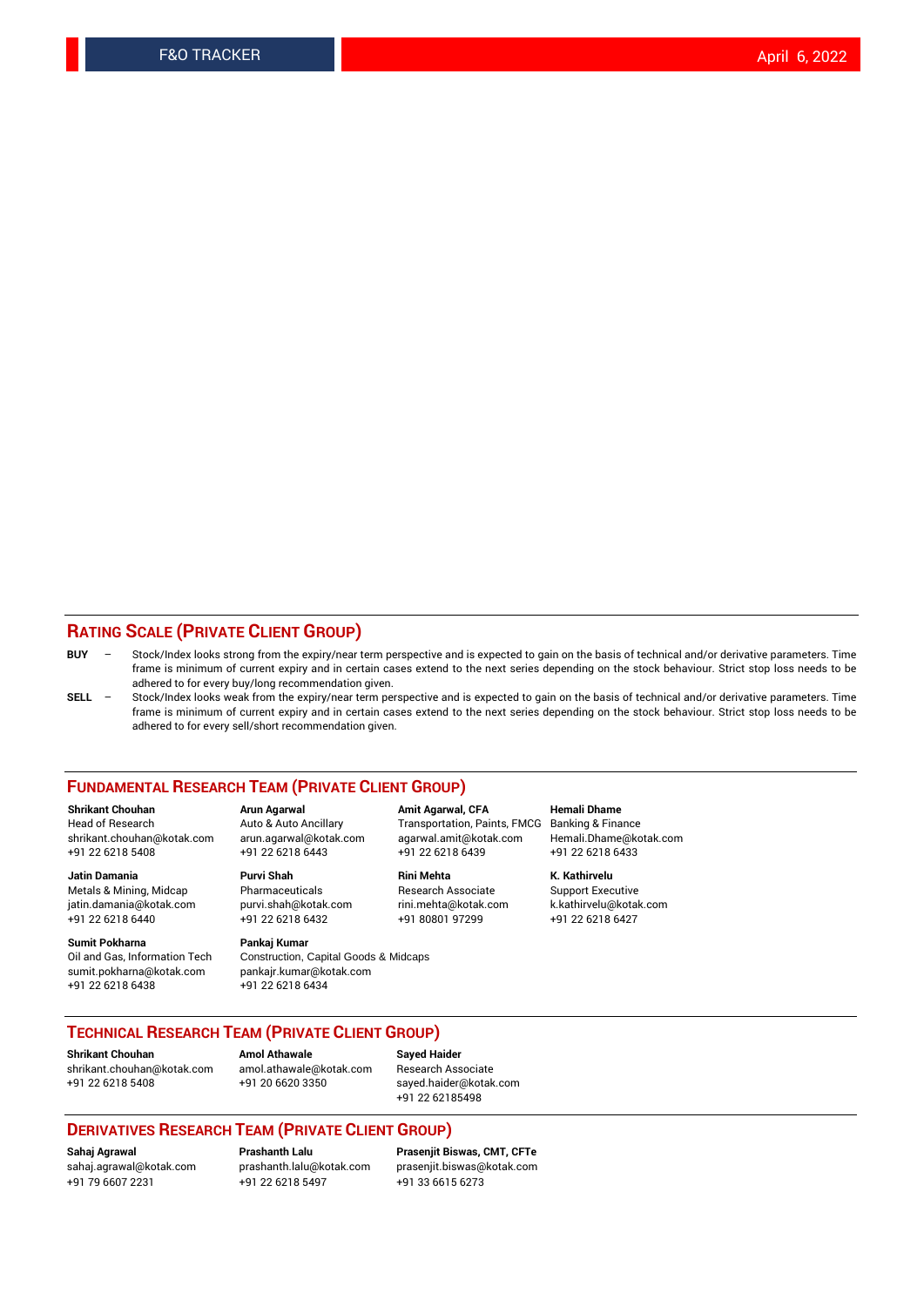## RATING SCALE (PRIVATE CLIENT GROUP)

**BUY** – Stock/Index looks strong from the expiry/near term perspective and is expected to gain on the basis of technical and/or derivative parameters. Time frame is minimum of current expiry and in certain cases extend to the next series depending on the stock behaviour. Strict stop loss needs to be adhered to for every buy/long recommendation given.

**SELL** – Stock/Index looks weak from the expiry/near term perspective and is expected to gain on the basis of technical and/or derivative parameters. Time frame is minimum of current expiry and in certain cases extend to the next series depending on the stock behaviour. Strict stop loss needs to be adhered to for every sell/short recommendation given.

## FUNDAMENTAL RESEARCH TEAM (PRIVATE CLIENT GROUP)

**Shrikant Chouhan**
Head of Research
shrikant.chouhan@kotak.com
+91 22 6218 5408

**Arun Agarwal**
Auto & Auto Ancillary
arun.agarwal@kotak.com
+91 22 6218 6443

**Amit Agarwal, CFA**
Transportation, Paints, FMCG
agarwal.amit@kotak.com
+91 22 6218 6439

**Hemali Dhame**
Banking & Finance
Hemali.Dhame@kotak.com
+91 22 6218 6433

**Jatin Damania**
Metals & Mining, Midcap
jatin.damania@kotak.com
+91 22 6218 6440

**Purvi Shah**
Pharmaceuticals
purvi.shah@kotak.com
+91 22 6218 6432

**Rini Mehta**
Research Associate
rini.mehta@kotak.com
+91 80801 97299

**K. Kathirvelu**
Support Executive
k.kathirvelu@kotak.com
+91 22 6218 6427

**Sumit Pokharna**
Oil and Gas, Information Tech
sumit.pokharna@kotak.com
+91 22 6218 6438

**Pankaj Kumar**
Construction, Capital Goods & Midcaps
pankajr.kumar@kotak.com
+91 22 6218 6434

## TECHNICAL RESEARCH TEAM (PRIVATE CLIENT GROUP)

**Shrikant Chouhan**
shrikant.chouhan@kotak.com
+91 22 6218 5408

**Amol Athawale**
amol.athawale@kotak.com
+91 20 6620 3350

**Sayed Haider**
Research Associate
sayed.haider@kotak.com
+91 22 62185498

## DERIVATIVES RESEARCH TEAM (PRIVATE CLIENT GROUP)

**Sahaj Agrawal**
sahaj.agrawal@kotak.com
+91 79 6607 2231

**Prashanth Lalu**
prashanth.lalu@kotak.com
+91 22 6218 5497

**Prasenjit Biswas, CMT, CFTe**
prasenjit.biswas@kotak.com
+91 33 6615 6273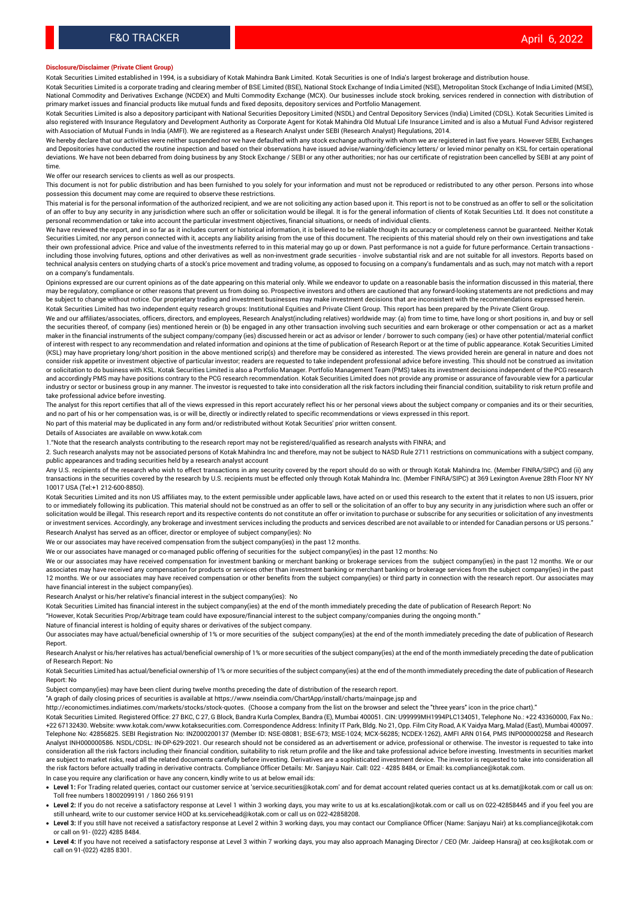**Disclosure/Disclaimer (Private Client Group)**

Kotak Securities Limited established in 1994, is a subsidiary of Kotak Mahindra Bank Limited. Kotak Securities is one of India's largest brokerage and distribution house.

Kotak Securities Limited is a corporate trading and clearing member of BSE Limited (BSE), National Stock Exchange of India Limited (NSE), Metropolitan Stock Exchange of India Limited (MSE), National Commodity and Derivatives Exchange (NCDEX) and Multi Commodity Exchange (MCX). Our businesses include stock broking, services rendered in connection with distribution of primary market issues and financial products like mutual funds and fixed deposits, depository services and Portfolio Management.

Kotak Securities Limited is also a depository participant with National Securities Depository Limited (NSDL) and Central Depository Services (India) Limited (CDSL). Kotak Securities Limited is also registered with Insurance Regulatory and Development Authority as Corporate Agent for Kotak Mahindra Old Mutual Life Insurance Limited and is also a Mutual Fund Advisor registered with Association of Mutual Funds in India (AMFI). We are registered as a Research Analyst under SEBI (Research Analyst) Regulations, 2014.

We hereby declare that our activities were neither suspended nor we have defaulted with any stock exchange authority with whom we are registered in last five years. However SEBI, Exchanges and Depositories have conducted the routine inspection and based on their observations have issued advise/warning/deficiency letters/ or levied minor penalty on KSL for certain operational deviations. We have not been debarred from doing business by any Stock Exchange / SEBI or any other authorities; nor has our certificate of registration been cancelled by SEBI at any point of time.

We offer our research services to clients as well as our prospects.

This document is not for public distribution and has been furnished to you solely for your information and must not be reproduced or redistributed to any other person. Persons into whose possession this document may come are required to observe these restrictions.

This material is for the personal information of the authorized recipient, and we are not soliciting any action based upon it. This report is not to be construed as an offer to sell or the solicitation of an offer to buy any security in any jurisdiction where such an offer or solicitation would be illegal. It is for the general information of clients of Kotak Securities Ltd. It does not constitute a personal recommendation or take into account the particular investment objectives, financial situations, or needs of individual clients.

We have reviewed the report, and in so far as it includes current or historical information, it is believed to be reliable though its accuracy or completeness cannot be guaranteed. Neither Kotak Securities Limited, nor any person connected with it, accepts any liability arising from the use of this document. The recipients of this material should rely on their own investigations and take their own professional advice. Price and value of the investments referred to in this material may go up or down. Past performance is not a guide for future performance. Certain transactions - including those involving futures, options and other derivatives as well as non-investment grade securities - involve substantial risk and are not suitable for all investors. Reports based on technical analysis centers on studying charts of a stock's price movement and trading volume, as opposed to focusing on a company's fundamentals and as such, may not match with a report on a company's fundamentals.

Opinions expressed are our current opinions as of the date appearing on this material only. While we endeavor to update on a reasonable basis the information discussed in this material, there may be regulatory, compliance or other reasons that prevent us from doing so. Prospective investors and others are cautioned that any forward-looking statements are not predictions and may be subject to change without notice. Our proprietary trading and investment businesses may make investment decisions that are inconsistent with the recommendations expressed herein.

Kotak Securities Limited has two independent equity research groups: Institutional Equities and Private Client Group. This report has been prepared by the Private Client Group.

We and our affiliates/associates, officers, directors, and employees, Research Analyst(including relatives) worldwide may: (a) from time to time, have long or short positions in, and buy or sell the securities thereof, of company (ies) mentioned herein or (b) be engaged in any other transaction involving such securities and earn brokerage or other compensation or act as a market maker in the financial instruments of the subject company/company (ies) discussed herein or act as advisor or lender / borrower to such company (ies) or have other potential/material conflict of interest with respect to any recommendation and related information and opinions at the time of publication of Research Report or at the time of public appearance. Kotak Securities Limited (KSL) may have proprietary long/short position in the above mentioned scrip(s) and therefore may be considered as interested. The views provided herein are general in nature and does not consider risk appetite or investment objective of particular investor; readers are requested to take independent professional advice before investing. This should not be construed as invitation or solicitation to do business with KSL. Kotak Securities Limited is also a Portfolio Manager. Portfolio Management Team (PMS) takes its investment decisions independent of the PCG research and accordingly PMS may have positions contrary to the PCG research recommendation. Kotak Securities Limited does not provide any promise or assurance of favourable view for a particular industry or sector or business group in any manner. The investor is requested to take into consideration all the risk factors including their financial condition, suitability to risk return profile and take professional advice before investing.

The analyst for this report certifies that all of the views expressed in this report accurately reflect his or her personal views about the subject company or companies and its or their securities, and no part of his or her compensation was, is or will be, directly or indirectly related to specific recommendations or views expressed in this report.

No part of this material may be duplicated in any form and/or redistributed without Kotak Securities' prior written consent.

Details of Associates are available on www.kotak.com

1."Note that the research analysts contributing to the research report may not be registered/qualified as research analysts with FINRA; and

2. Such research analysts may not be associated persons of Kotak Mahindra Inc and therefore, may not be subject to NASD Rule 2711 restrictions on communications with a subject company, public appearances and trading securities held by a research analyst account

Any U.S. recipients of the research who wish to effect transactions in any security covered by the report should do so with or through Kotak Mahindra Inc. (Member FINRA/SIPC) and (ii) any transactions in the securities covered by the research by U.S. recipients must be effected only through Kotak Mahindra Inc. (Member FINRA/SIPC) at 369 Lexington Avenue 28th Floor NY NY 10017 USA (Tel:+1 212-600-8850).

Kotak Securities Limited and its non US affiliates may, to the extent permissible under applicable laws, have acted on or used this research to the extent that it relates to non US issuers, prior to or immediately following its publication. This material should not be construed as an offer to sell or the solicitation of an offer to buy any security in any jurisdiction where such an offer or solicitation would be illegal. This research report and its respective contents do not constitute an offer or invitation to purchase or subscribe for any securities or solicitation of any investments or investment services. Accordingly, any brokerage and investment services including the products and services described are not available to or intended for Canadian persons or US persons."

Research Analyst has served as an officer, director or employee of subject company(ies): No

We or our associates may have received compensation from the subject company(ies) in the past 12 months.

We or our associates have managed or co-managed public offering of securities for the subject company(ies) in the past 12 months: No

We or our associates may have received compensation for investment banking or merchant banking or brokerage services from the subject company(ies) in the past 12 months. We or our associates may have received any compensation for products or services other than investment banking or merchant banking or brokerage services from the subject company(ies) in the past 12 months. We or our associates may have received compensation or other benefits from the subject company(ies) or third party in connection with the research report. Our associates may have financial interest in the subject company(ies).

Research Analyst or his/her relative's financial interest in the subject company(ies): No

Kotak Securities Limited has financial interest in the subject company(ies) at the end of the month immediately preceding the date of publication of Research Report: No

"However, Kotak Securities Prop/Arbitrage team could have exposure/financial interest to the subject company/companies during the ongoing month."

Nature of financial interest is holding of equity shares or derivatives of the subject company.

Our associates may have actual/beneficial ownership of 1% or more securities of the subject company(ies) at the end of the month immediately preceding the date of publication of Research Report.

Research Analyst or his/her relatives has actual/beneficial ownership of 1% or more securities of the subject company(ies) at the end of the month immediately preceding the date of publication of Research Report: No

Kotak Securities Limited has actual/beneficial ownership of 1% or more securities of the subject company(ies) at the end of the month immediately preceding the date of publication of Research Report: No

Subject company(ies) may have been client during twelve months preceding the date of distribution of the research report.

"A graph of daily closing prices of securities is available at https://www.nseindia.com/ChartApp/install/charts/mainpage.jsp and

http://economictimes.indiatimes.com/markets/stocks/stock-quotes. (Choose a company from the list on the browser and select the "three years" icon in the price chart)."

Kotak Securities Limited. Registered Office: 27 BKC, C 27, G Block, Bandra Kurla Complex, Bandra (E), Mumbai 400051. CIN: U99999MH1994PLC134051, Telephone No.: +22 43360000, Fax No.: +22 67132430. Website: www.kotak.com/www.kotaksecurities.com. Correspondence Address: Infinity IT Park, Bldg. No 21, Opp. Film City Road, A K Vaidya Marg, Malad (East), Mumbai 400097. Telephone No: 42856825. SEBI Registration No: INZ000200137 (Member ID: NSE-08081; BSE-673; MSE-1024; MCX-56285; NCDEX-1262), AMFI ARN 0164, PMS INP000000258 and Research Analyst INH000000586. NSDL/CDSL: IN-DP-629-2021. Our research should not be considered as an advertisement or advice, professional or otherwise. The investor is requested to take into consideration all the risk factors including their financial condition, suitability to risk return profile and the like and take professional advice before investing. Investments in securities market are subject to market risks, read all the related documents carefully before investing. Derivatives are a sophisticated investment device. The investor is requested to take into consideration all the risk factors before actually trading in derivative contracts. Compliance Officer Details: Mr. Sanjayu Nair. Call: 022 - 4285 8484, or Email: ks.compliance@kotak.com.

In case you require any clarification or have any concern, kindly write to us at below email ids:

- **Level 1:** For Trading related queries, contact our customer service at 'service.securities@kotak.com' and for demat account related queries contact us at ks.demat@kotak.com or call us on: Toll free numbers 18002099191 / 1860 266 9191
- **Level 2:** If you do not receive a satisfactory response at Level 1 within 3 working days, you may write to us at ks.escalation@kotak.com or call us on 022-42858445 and if you feel you are still unheard, write to our customer service HOD at ks.servicehead@kotak.com or call us on 022-42858208.
- **Level 3:** If you still have not received a satisfactory response at Level 2 within 3 working days, you may contact our Compliance Officer (Name: Sanjayu Nair) at ks.compliance@kotak.com or call on 91- (022) 4285 8484.
- **Level 4:** If you have not received a satisfactory response at Level 3 within 7 working days, you may also approach Managing Director / CEO (Mr. Jaideep Hansraj) at ceo.ks@kotak.com or call on 91-(022) 4285 8301.